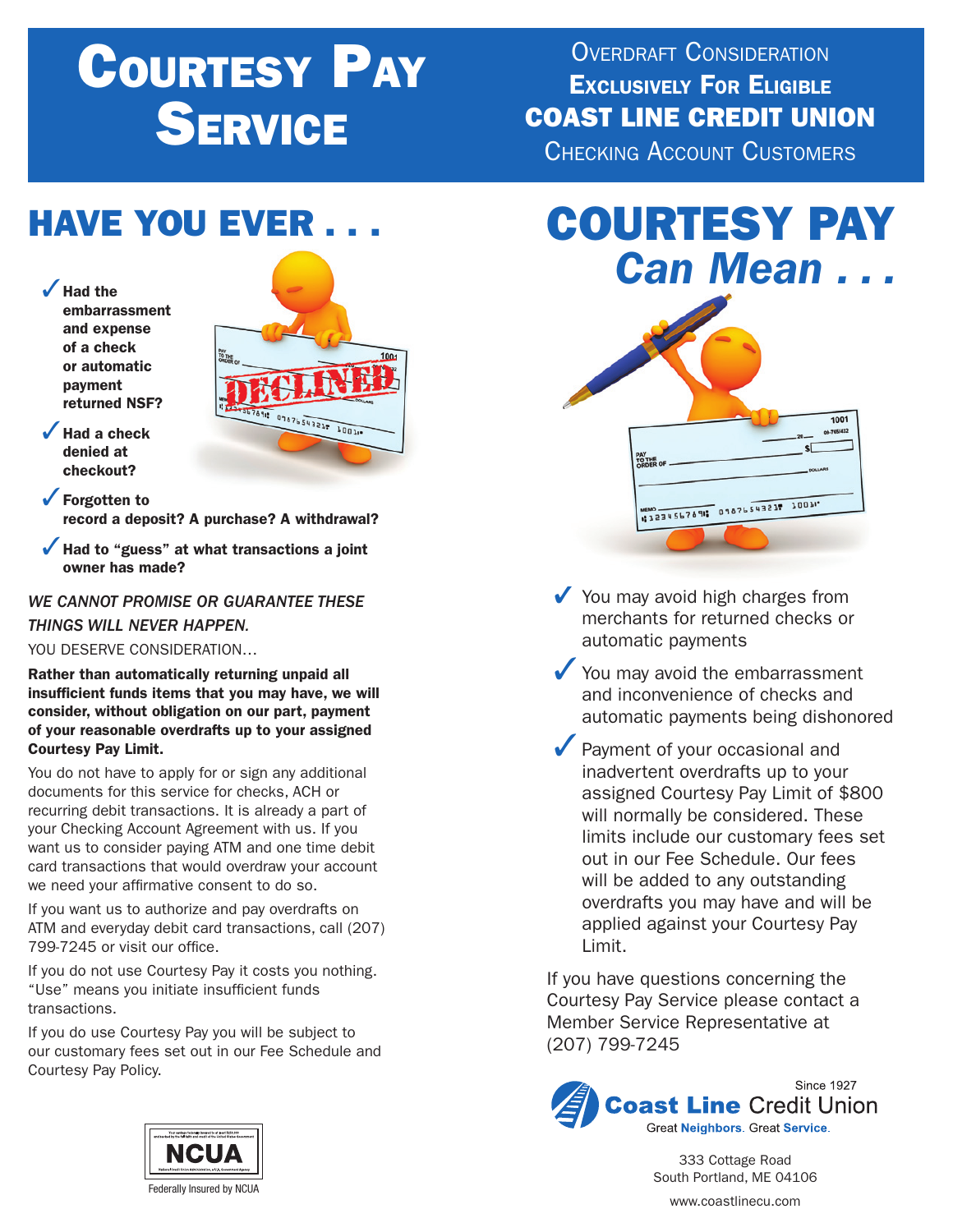# Courtesy Pay Service

Overdraft Consideration
**Exclusively For Eligible**
**COAST LINE CREDIT UNION**
Checking Account Customers

## HAVE YOU EVER . . .

- ✓ **Had the embarrassment and expense of a check or automatic payment returned NSF?**
- ✓ **Had a check denied at checkout?**
- ✓ **Forgotten to record a deposit? A purchase? A withdrawal?**
- ✓ **Had to "guess" at what transactions a joint owner has made?**

*WE CANNOT PROMISE OR GUARANTEE THESE THINGS WILL NEVER HAPPEN.*

YOU DESERVE CONSIDERATION...

**Rather than automatically returning unpaid all insufficient funds items that you may have, we will consider, without obligation on our part, payment of your reasonable overdrafts up to your assigned Courtesy Pay Limit.**

You do not have to apply for or sign any additional documents for this service for checks, ACH or recurring debit transactions. It is already a part of your Checking Account Agreement with us. If you want us to consider paying ATM and one time debit card transactions that would overdraw your account we need your affirmative consent to do so.

If you want us to authorize and pay overdrafts on ATM and everyday debit card transactions, call (207) 799-7245 or visit our office.

If you do not use Courtesy Pay it costs you nothing. "Use" means you initiate insufficient funds transactions.

If you do use Courtesy Pay you will be subject to our customary fees set out in our Fee Schedule and Courtesy Pay Policy.

NCUA

Federally Insured by NCUA

## COURTESY PAY *Can Mean . . .*

- ✓ You may avoid high charges from merchants for returned checks or automatic payments
- ✓ You may avoid the embarrassment and inconvenience of checks and automatic payments being dishonored
- ✓ Payment of your occasional and inadvertent overdrafts up to your assigned Courtesy Pay Limit of $800 will normally be considered. These limits include our customary fees set out in our Fee Schedule. Our fees will be added to any outstanding overdrafts you may have and will be applied against your Courtesy Pay Limit.

If you have questions concerning the Courtesy Pay Service please contact a Member Service Representative at (207) 799-7245

Since 1927
**Coast Line** Credit Union
Great **Neighbors**. Great **Service**.

333 Cottage Road
South Portland, ME 04106

www.coastlinecu.com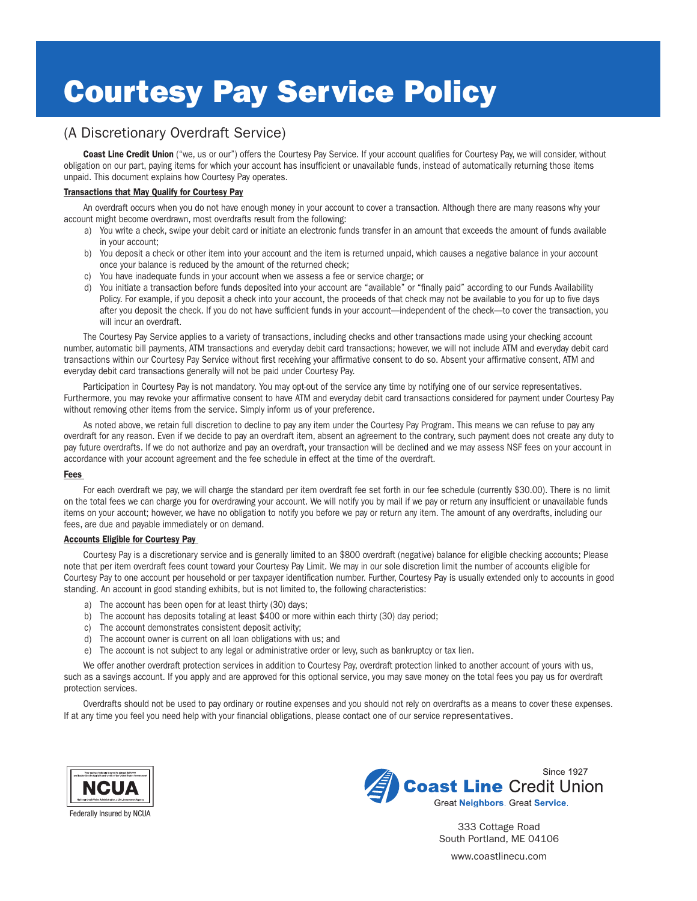# Courtesy Pay Service Policy

## (A Discretionary Overdraft Service)

**Coast Line Credit Union** ("we, us or our") offers the Courtesy Pay Service. If your account qualifies for Courtesy Pay, we will consider, without obligation on our part, paying items for which your account has insufficient or unavailable funds, instead of automatically returning those items unpaid. This document explains how Courtesy Pay operates.

### Transactions that May Qualify for Courtesy Pay

An overdraft occurs when you do not have enough money in your account to cover a transaction. Although there are many reasons why your account might become overdrawn, most overdrafts result from the following:

a) You write a check, swipe your debit card or initiate an electronic funds transfer in an amount that exceeds the amount of funds available in your account;
b) You deposit a check or other item into your account and the item is returned unpaid, which causes a negative balance in your account once your balance is reduced by the amount of the returned check;
c) You have inadequate funds in your account when we assess a fee or service charge; or
d) You initiate a transaction before funds deposited into your account are "available" or "finally paid" according to our Funds Availability Policy. For example, if you deposit a check into your account, the proceeds of that check may not be available to you for up to five days after you deposit the check. If you do not have sufficient funds in your account—independent of the check—to cover the transaction, you will incur an overdraft.

The Courtesy Pay Service applies to a variety of transactions, including checks and other transactions made using your checking account number, automatic bill payments, ATM transactions and everyday debit card transactions; however, we will not include ATM and everyday debit card transactions within our Courtesy Pay Service without first receiving your affirmative consent to do so. Absent your affirmative consent, ATM and everyday debit card transactions generally will not be paid under Courtesy Pay.

Participation in Courtesy Pay is not mandatory. You may opt-out of the service any time by notifying one of our service representatives. Furthermore, you may revoke your affirmative consent to have ATM and everyday debit card transactions considered for payment under Courtesy Pay without removing other items from the service. Simply inform us of your preference.

As noted above, we retain full discretion to decline to pay any item under the Courtesy Pay Program. This means we can refuse to pay any overdraft for any reason. Even if we decide to pay an overdraft item, absent an agreement to the contrary, such payment does not create any duty to pay future overdrafts. If we do not authorize and pay an overdraft, your transaction will be declined and we may assess NSF fees on your account in accordance with your account agreement and the fee schedule in effect at the time of the overdraft.

### Fees

For each overdraft we pay, we will charge the standard per item overdraft fee set forth in our fee schedule (currently $30.00). There is no limit on the total fees we can charge you for overdrawing your account. We will notify you by mail if we pay or return any insufficient or unavailable funds items on your account; however, we have no obligation to notify you before we pay or return any item. The amount of any overdrafts, including our fees, are due and payable immediately or on demand.

### Accounts Eligible for Courtesy Pay

Courtesy Pay is a discretionary service and is generally limited to an $800 overdraft (negative) balance for eligible checking accounts; Please note that per item overdraft fees count toward your Courtesy Pay Limit. We may in our sole discretion limit the number of accounts eligible for Courtesy Pay to one account per household or per taxpayer identification number. Further, Courtesy Pay is usually extended only to accounts in good standing. An account in good standing exhibits, but is not limited to, the following characteristics:

a) The account has been open for at least thirty (30) days;
b) The account has deposits totaling at least $400 or more within each thirty (30) day period;
c) The account demonstrates consistent deposit activity;
d) The account owner is current on all loan obligations with us; and
e) The account is not subject to any legal or administrative order or levy, such as bankruptcy or tax lien.

We offer another overdraft protection services in addition to Courtesy Pay, overdraft protection linked to another account of yours with us, such as a savings account. If you apply and are approved for this optional service, you may save money on the total fees you pay us for overdraft protection services.

Overdrafts should not be used to pay ordinary or routine expenses and you should not rely on overdrafts as a means to cover these expenses. If at any time you feel you need help with your financial obligations, please contact one of our service representatives.

NCUA

Federally Insured by NCUA

Since 1927
Coast Line Credit Union
Great Neighbors. Great Service.

333 Cottage Road
South Portland, ME 04106

www.coastlinecu.com